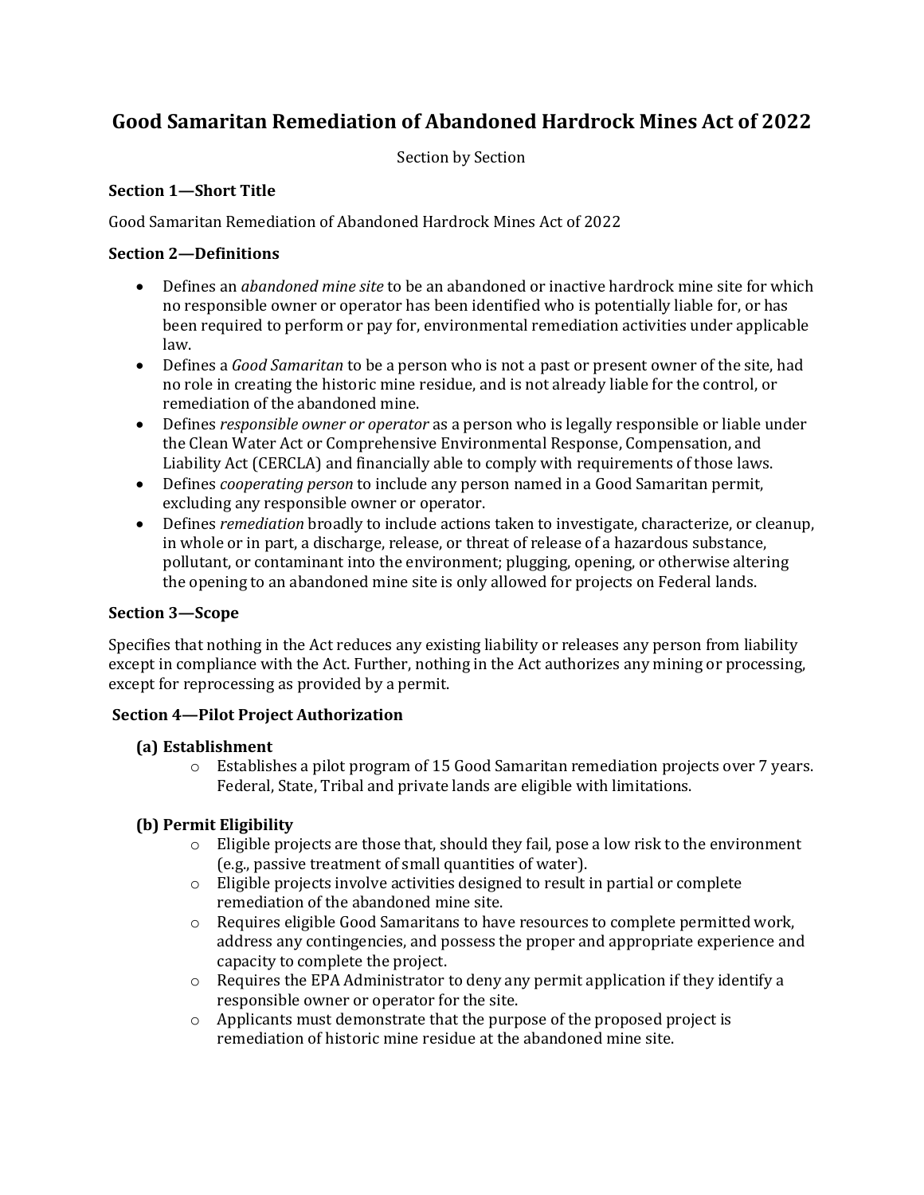# Good Samaritan Remediation of Abandoned Hardrock Mines Act of 2022

Section by Section

### Section 1—Short Title

Good Samaritan Remediation of Abandoned Hardrock Mines Act of 2022

### Section 2—Definitions

- Defines an *abandoned mine site* to be an abandoned or inactive hardrock mine site for which no responsible owner or operator has been identified who is potentially liable for, or has been required to perform or pay for, environmental remediation activities under applicable law.
- Defines a *Good Samaritan* to be a person who is not a past or present owner of the site, had no role in creating the historic mine residue, and is not already liable for the control, or remediation of the abandoned mine.
- Defines *responsible owner or operator* as a person who is legally responsible or liable under the Clean Water Act or Comprehensive Environmental Response, Compensation, and Liability Act (CERCLA) and financially able to comply with requirements of those laws.
- Defines *cooperating person* to include any person named in a Good Samaritan permit, excluding any responsible owner or operator.
- Defines *remediation* broadly to include actions taken to investigate, characterize, or cleanup, in whole or in part, a discharge, release, or threat of release of a hazardous substance, pollutant, or contaminant into the environment; plugging, opening, or otherwise altering the opening to an abandoned mine site is only allowed for projects on Federal lands.

### Section 3—Scope

Specifies that nothing in the Act reduces any existing liability or releases any person from liability except in compliance with the Act. Further, nothing in the Act authorizes any mining or processing, except for reprocessing as provided by a permit.

### Section 4—Pilot Project Authorization

#### (a) Establishment

- Establishes a pilot program of 15 Good Samaritan remediation projects over 7 years. Federal, State, Tribal and private lands are eligible with limitations.

#### (b) Permit Eligibility

- Eligible projects are those that, should they fail, pose a low risk to the environment (e.g., passive treatment of small quantities of water).
- Eligible projects involve activities designed to result in partial or complete remediation of the abandoned mine site.
- Requires eligible Good Samaritans to have resources to complete permitted work, address any contingencies, and possess the proper and appropriate experience and capacity to complete the project.
- Requires the EPA Administrator to deny any permit application if they identify a responsible owner or operator for the site.
- Applicants must demonstrate that the purpose of the proposed project is remediation of historic mine residue at the abandoned mine site.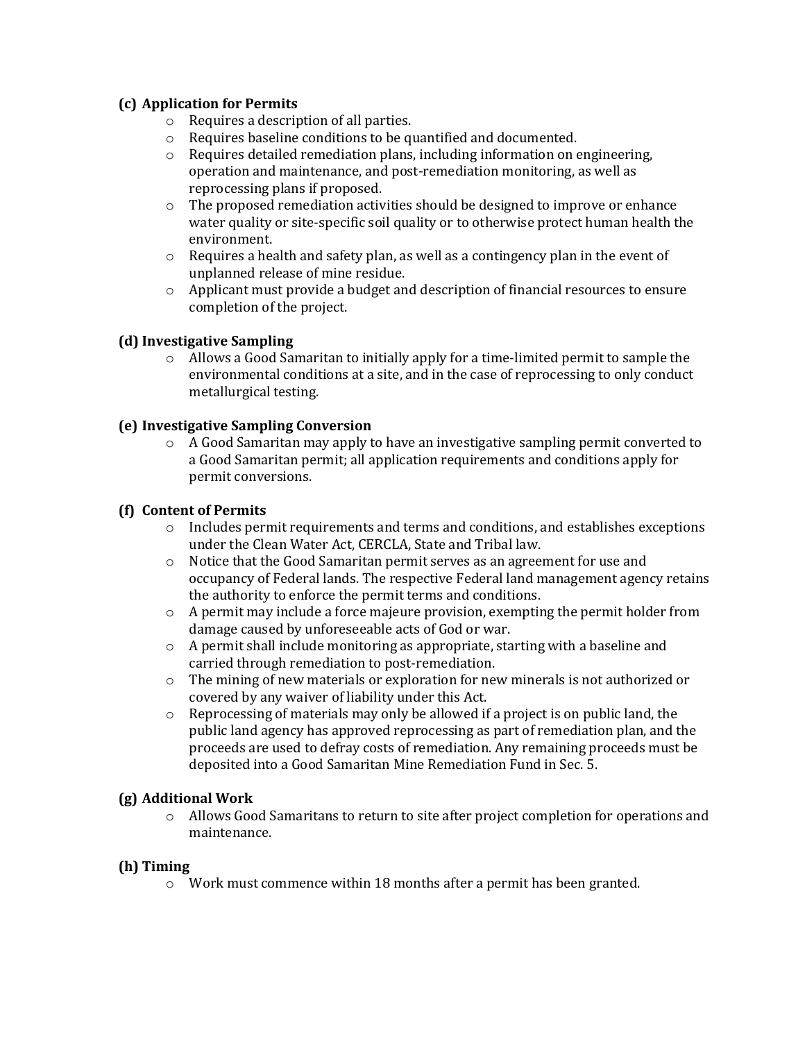**(c) Application for Permits**

- Requires a description of all parties.
- Requires baseline conditions to be quantified and documented.
- Requires detailed remediation plans, including information on engineering, operation and maintenance, and post-remediation monitoring, as well as reprocessing plans if proposed.
- The proposed remediation activities should be designed to improve or enhance water quality or site-specific soil quality or to otherwise protect human health the environment.
- Requires a health and safety plan, as well as a contingency plan in the event of unplanned release of mine residue.
- Applicant must provide a budget and description of financial resources to ensure completion of the project.

**(d) Investigative Sampling**

- Allows a Good Samaritan to initially apply for a time-limited permit to sample the environmental conditions at a site, and in the case of reprocessing to only conduct metallurgical testing.

**(e) Investigative Sampling Conversion**

- A Good Samaritan may apply to have an investigative sampling permit converted to a Good Samaritan permit; all application requirements and conditions apply for permit conversions.

**(f) Content of Permits**

- Includes permit requirements and terms and conditions, and establishes exceptions under the Clean Water Act, CERCLA, State and Tribal law.
- Notice that the Good Samaritan permit serves as an agreement for use and occupancy of Federal lands. The respective Federal land management agency retains the authority to enforce the permit terms and conditions.
- A permit may include a force majeure provision, exempting the permit holder from damage caused by unforeseeable acts of God or war.
- A permit shall include monitoring as appropriate, starting with a baseline and carried through remediation to post-remediation.
- The mining of new materials or exploration for new minerals is not authorized or covered by any waiver of liability under this Act.
- Reprocessing of materials may only be allowed if a project is on public land, the public land agency has approved reprocessing as part of remediation plan, and the proceeds are used to defray costs of remediation. Any remaining proceeds must be deposited into a Good Samaritan Mine Remediation Fund in Sec. 5.

**(g) Additional Work**

- Allows Good Samaritans to return to site after project completion for operations and maintenance.

**(h) Timing**

- Work must commence within 18 months after a permit has been granted.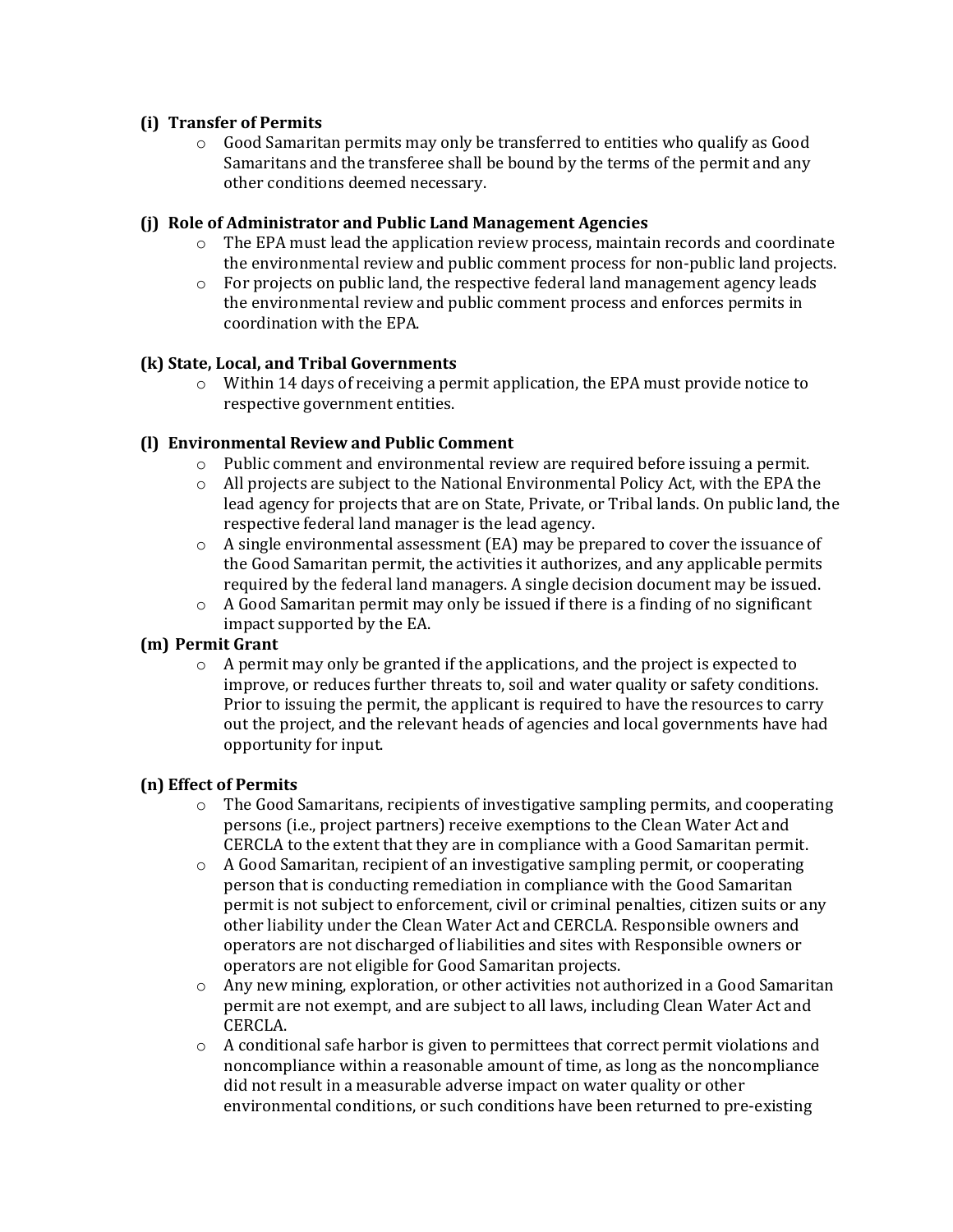**(i) Transfer of Permits**

- Good Samaritan permits may only be transferred to entities who qualify as Good Samaritans and the transferee shall be bound by the terms of the permit and any other conditions deemed necessary.

**(j) Role of Administrator and Public Land Management Agencies**

- The EPA must lead the application review process, maintain records and coordinate the environmental review and public comment process for non-public land projects.
- For projects on public land, the respective federal land management agency leads the environmental review and public comment process and enforces permits in coordination with the EPA.

**(k) State, Local, and Tribal Governments**

- Within 14 days of receiving a permit application, the EPA must provide notice to respective government entities.

**(l) Environmental Review and Public Comment**

- Public comment and environmental review are required before issuing a permit.
- All projects are subject to the National Environmental Policy Act, with the EPA the lead agency for projects that are on State, Private, or Tribal lands. On public land, the respective federal land manager is the lead agency.
- A single environmental assessment (EA) may be prepared to cover the issuance of the Good Samaritan permit, the activities it authorizes, and any applicable permits required by the federal land managers. A single decision document may be issued.
- A Good Samaritan permit may only be issued if there is a finding of no significant impact supported by the EA.

**(m) Permit Grant**

- A permit may only be granted if the applications, and the project is expected to improve, or reduces further threats to, soil and water quality or safety conditions. Prior to issuing the permit, the applicant is required to have the resources to carry out the project, and the relevant heads of agencies and local governments have had opportunity for input.

**(n) Effect of Permits**

- The Good Samaritans, recipients of investigative sampling permits, and cooperating persons (i.e., project partners) receive exemptions to the Clean Water Act and CERCLA to the extent that they are in compliance with a Good Samaritan permit.
- A Good Samaritan, recipient of an investigative sampling permit, or cooperating person that is conducting remediation in compliance with the Good Samaritan permit is not subject to enforcement, civil or criminal penalties, citizen suits or any other liability under the Clean Water Act and CERCLA. Responsible owners and operators are not discharged of liabilities and sites with Responsible owners or operators are not eligible for Good Samaritan projects.
- Any new mining, exploration, or other activities not authorized in a Good Samaritan permit are not exempt, and are subject to all laws, including Clean Water Act and CERCLA.
- A conditional safe harbor is given to permittees that correct permit violations and noncompliance within a reasonable amount of time, as long as the noncompliance did not result in a measurable adverse impact on water quality or other environmental conditions, or such conditions have been returned to pre-existing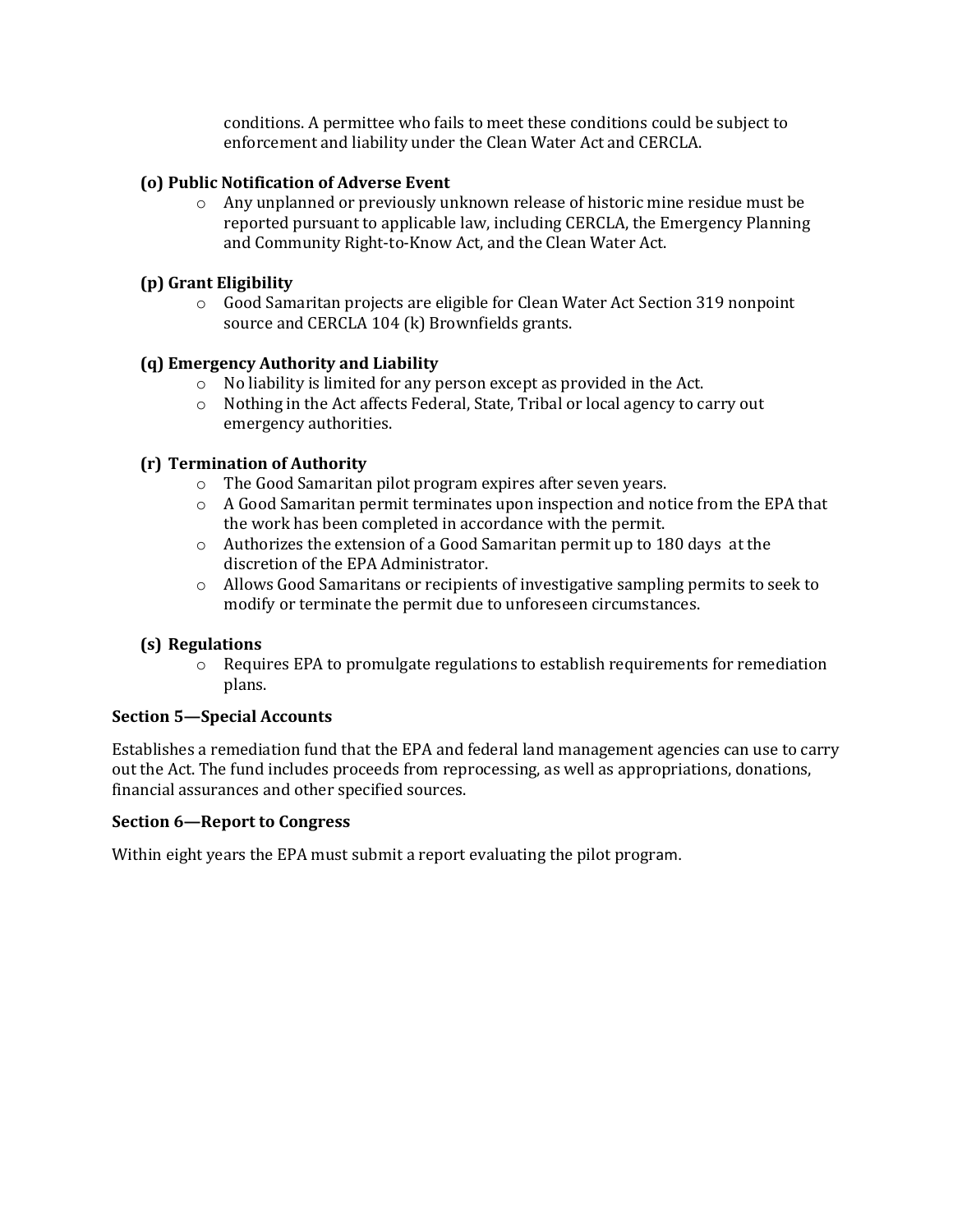conditions. A permittee who fails to meet these conditions could be subject to enforcement and liability under the Clean Water Act and CERCLA.

**(o) Public Notification of Adverse Event**

- Any unplanned or previously unknown release of historic mine residue must be reported pursuant to applicable law, including CERCLA, the Emergency Planning and Community Right-to-Know Act, and the Clean Water Act.

**(p) Grant Eligibility**

- Good Samaritan projects are eligible for Clean Water Act Section 319 nonpoint source and CERCLA 104 (k) Brownfields grants.

**(q) Emergency Authority and Liability**

- No liability is limited for any person except as provided in the Act.
- Nothing in the Act affects Federal, State, Tribal or local agency to carry out emergency authorities.

**(r) Termination of Authority**

- The Good Samaritan pilot program expires after seven years.
- A Good Samaritan permit terminates upon inspection and notice from the EPA that the work has been completed in accordance with the permit.
- Authorizes the extension of a Good Samaritan permit up to 180 days at the discretion of the EPA Administrator.
- Allows Good Samaritans or recipients of investigative sampling permits to seek to modify or terminate the permit due to unforeseen circumstances.

**(s) Regulations**

- Requires EPA to promulgate regulations to establish requirements for remediation plans.

**Section 5—Special Accounts**

Establishes a remediation fund that the EPA and federal land management agencies can use to carry out the Act. The fund includes proceeds from reprocessing, as well as appropriations, donations, financial assurances and other specified sources.

**Section 6—Report to Congress**

Within eight years the EPA must submit a report evaluating the pilot program.